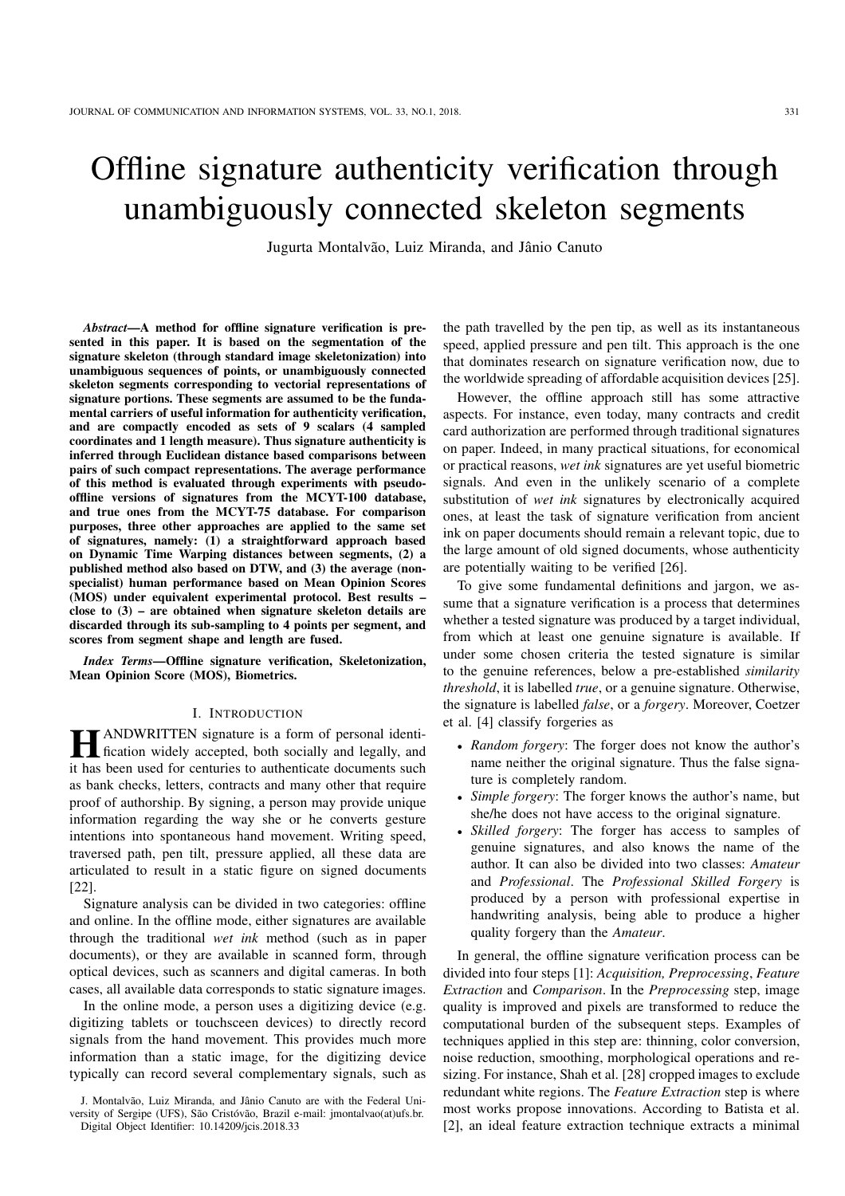# Offline signature authenticity verification through unambiguously connected skeleton segments

Jugurta Montalvão, Luiz Miranda, and Jânio Canuto

***Abstract*—A method for offline signature verification is presented in this paper. It is based on the segmentation of the signature skeleton (through standard image skeletonization) into unambiguous sequences of points, or unambiguously connected skeleton segments corresponding to vectorial representations of signature portions. These segments are assumed to be the fundamental carriers of useful information for authenticity verification, and are compactly encoded as sets of 9 scalars (4 sampled coordinates and 1 length measure). Thus signature authenticity is inferred through Euclidean distance based comparisons between pairs of such compact representations. The average performance of this method is evaluated through experiments with pseudo-offline versions of signatures from the MCYT-100 database, and true ones from the MCYT-75 database. For comparison purposes, three other approaches are applied to the same set of signatures, namely: (1) a straightforward approach based on Dynamic Time Warping distances between segments, (2) a published method also based on DTW, and (3) the average (non-specialist) human performance based on Mean Opinion Scores (MOS) under equivalent experimental protocol. Best results – close to (3) – are obtained when signature skeleton details are discarded through its sub-sampling to 4 points per segment, and scores from segment shape and length are fused.**

***Index Terms*—Offline signature verification, Skeletonization, Mean Opinion Score (MOS), Biometrics.**

## I. Introduction

Handwritten signature is a form of personal identification widely accepted, both socially and legally, and it has been used for centuries to authenticate documents such as bank checks, letters, contracts and many other that require proof of authorship. By signing, a person may provide unique information regarding the way she or he converts gesture intentions into spontaneous hand movement. Writing speed, traversed path, pen tilt, pressure applied, all these data are articulated to result in a static figure on signed documents [22].

Signature analysis can be divided in two categories: offline and online. In the offline mode, either signatures are available through the traditional *wet ink* method (such as in paper documents), or they are available in scanned form, through optical devices, such as scanners and digital cameras. In both cases, all available data corresponds to static signature images.

In the online mode, a person uses a digitizing device (e.g. digitizing tablets or touchsceen devices) to directly record signals from the hand movement. This provides much more information than a static image, for the digitizing device typically can record several complementary signals, such as the path travelled by the pen tip, as well as its instantaneous speed, applied pressure and pen tilt. This approach is the one that dominates research on signature verification now, due to the worldwide spreading of affordable acquisition devices [25].

However, the offline approach still has some attractive aspects. For instance, even today, many contracts and credit card authorization are performed through traditional signatures on paper. Indeed, in many practical situations, for economical or practical reasons, *wet ink* signatures are yet useful biometric signals. And even in the unlikely scenario of a complete substitution of *wet ink* signatures by electronically acquired ones, at least the task of signature verification from ancient ink on paper documents should remain a relevant topic, due to the large amount of old signed documents, whose authenticity are potentially waiting to be verified [26].

To give some fundamental definitions and jargon, we assume that a signature verification is a process that determines whether a tested signature was produced by a target individual, from which at least one genuine signature is available. If under some chosen criteria the tested signature is similar to the genuine references, below a pre-established *similarity threshold*, it is labelled *true*, or a genuine signature. Otherwise, the signature is labelled *false*, or a *forgery*. Moreover, Coetzer et al. [4] classify forgeries as

- *Random forgery*: The forger does not know the author's name neither the original signature. Thus the false signature is completely random.
- *Simple forgery*: The forger knows the author's name, but she/he does not have access to the original signature.
- *Skilled forgery*: The forger has access to samples of genuine signatures, and also knows the name of the author. It can also be divided into two classes: *Amateur* and *Professional*. The *Professional Skilled Forgery* is produced by a person with professional expertise in handwriting analysis, being able to produce a higher quality forgery than the *Amateur*.

In general, the offline signature verification process can be divided into four steps [1]: *Acquisition, Preprocessing*, *Feature Extraction* and *Comparison*. In the *Preprocessing* step, image quality is improved and pixels are transformed to reduce the computational burden of the subsequent steps. Examples of techniques applied in this step are: thinning, color conversion, noise reduction, smoothing, morphological operations and resizing. For instance, Shah et al. [28] cropped images to exclude redundant white regions. The *Feature Extraction* step is where most works propose innovations. According to Batista et al. [2], an ideal feature extraction technique extracts a minimal

J. Montalvão, Luiz Miranda, and Jânio Canuto are with the Federal University of Sergipe (UFS), São Cristóvão, Brazil e-mail: jmontalvao(at)ufs.br.
Digital Object Identifier: 10.14209/jcis.2018.33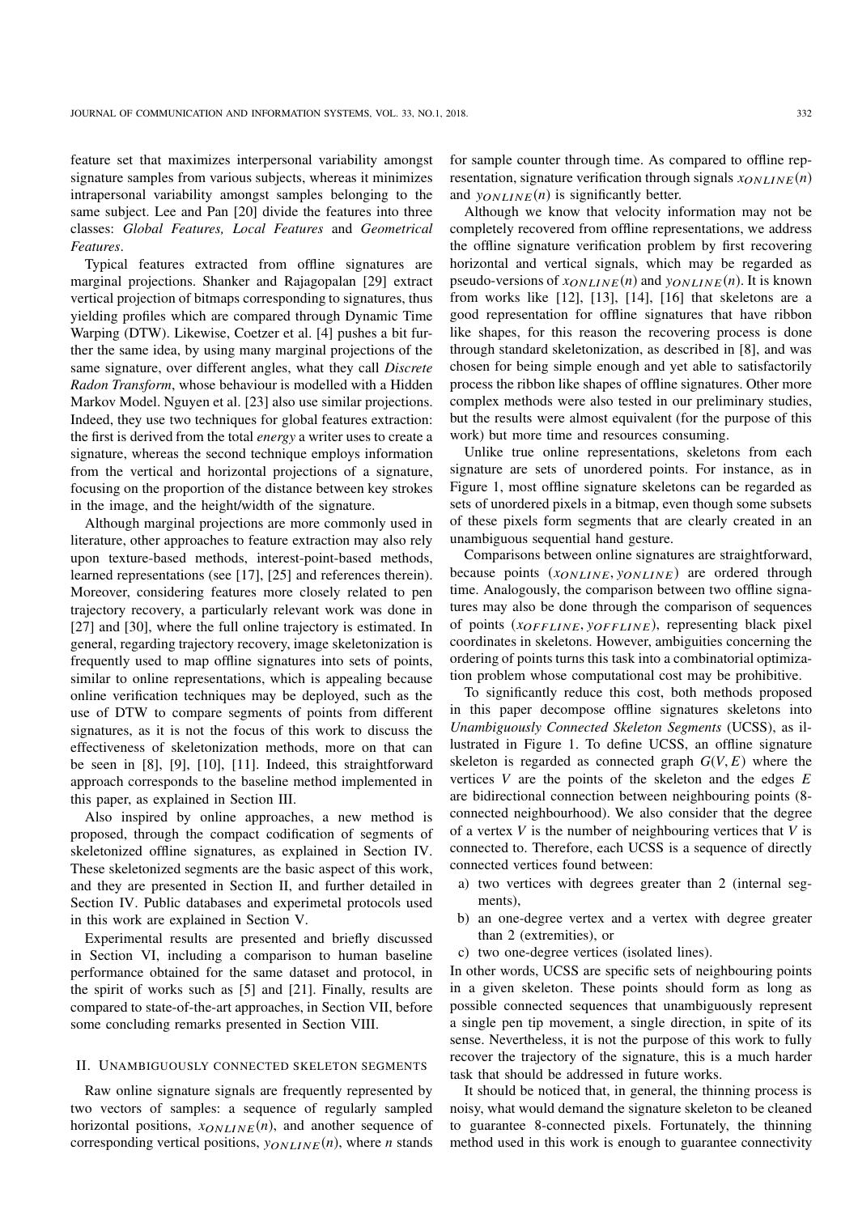feature set that maximizes interpersonal variability amongst signature samples from various subjects, whereas it minimizes intrapersonal variability amongst samples belonging to the same subject. Lee and Pan [20] divide the features into three classes: *Global Features, Local Features* and *Geometrical Features*.

Typical features extracted from offline signatures are marginal projections. Shanker and Rajagopalan [29] extract vertical projection of bitmaps corresponding to signatures, thus yielding profiles which are compared through Dynamic Time Warping (DTW). Likewise, Coetzer et al. [4] pushes a bit further the same idea, by using many marginal projections of the same signature, over different angles, what they call *Discrete Radon Transform*, whose behaviour is modelled with a Hidden Markov Model. Nguyen et al. [23] also use similar projections. Indeed, they use two techniques for global features extraction: the first is derived from the total *energy* a writer uses to create a signature, whereas the second technique employs information from the vertical and horizontal projections of a signature, focusing on the proportion of the distance between key strokes in the image, and the height/width of the signature.

Although marginal projections are more commonly used in literature, other approaches to feature extraction may also rely upon texture-based methods, interest-point-based methods, learned representations (see [17], [25] and references therein). Moreover, considering features more closely related to pen trajectory recovery, a particularly relevant work was done in [27] and [30], where the full online trajectory is estimated. In general, regarding trajectory recovery, image skeletonization is frequently used to map offline signatures into sets of points, similar to online representations, which is appealing because online verification techniques may be deployed, such as the use of DTW to compare segments of points from different signatures, as it is not the focus of this work to discuss the effectiveness of skeletonization methods, more on that can be seen in [8], [9], [10], [11]. Indeed, this straightforward approach corresponds to the baseline method implemented in this paper, as explained in Section III.

Also inspired by online approaches, a new method is proposed, through the compact codification of segments of skeletonized offline signatures, as explained in Section IV. These skeletonized segments are the basic aspect of this work, and they are presented in Section II, and further detailed in Section IV. Public databases and experimetal protocols used in this work are explained in Section V.

Experimental results are presented and briefly discussed in Section VI, including a comparison to human baseline performance obtained for the same dataset and protocol, in the spirit of works such as [5] and [21]. Finally, results are compared to state-of-the-art approaches, in Section VII, before some concluding remarks presented in Section VIII.

## II. Unambiguously connected skeleton segments

Raw online signature signals are frequently represented by two vectors of samples: a sequence of regularly sampled horizontal positions, $x_{ONLINE}(n)$, and another sequence of corresponding vertical positions, $y_{ONLINE}(n)$, where $n$ stands for sample counter through time. As compared to offline representation, signature verification through signals $x_{ONLINE}(n)$ and $y_{ONLINE}(n)$ is significantly better.

Although we know that velocity information may not be completely recovered from offline representations, we address the offline signature verification problem by first recovering horizontal and vertical signals, which may be regarded as pseudo-versions of $x_{ONLINE}(n)$ and $y_{ONLINE}(n)$. It is known from works like [12], [13], [14], [16] that skeletons are a good representation for offline signatures that have ribbon like shapes, for this reason the recovering process is done through standard skeletonization, as described in [8], and was chosen for being simple enough and yet able to satisfactorily process the ribbon like shapes of offline signatures. Other more complex methods were also tested in our preliminary studies, but the results were almost equivalent (for the purpose of this work) but more time and resources consuming.

Unlike true online representations, skeletons from each signature are sets of unordered points. For instance, as in Figure 1, most offline signature skeletons can be regarded as sets of unordered pixels in a bitmap, even though some subsets of these pixels form segments that are clearly created in an unambiguous sequential hand gesture.

Comparisons between online signatures are straightforward, because points $(x_{ONLINE}, y_{ONLINE})$ are ordered through time. Analogously, the comparison between two offline signatures may also be done through the comparison of sequences of points $(x_{OFFLINE}, y_{OFFLINE})$, representing black pixel coordinates in skeletons. However, ambiguities concerning the ordering of points turns this task into a combinatorial optimization problem whose computational cost may be prohibitive.

To significantly reduce this cost, both methods proposed in this paper decompose offline signatures skeletons into *Unambiguously Connected Skeleton Segments* (UCSS), as illustrated in Figure 1. To define UCSS, an offline signature skeleton is regarded as connected graph $G(V,E)$ where the vertices $V$ are the points of the skeleton and the edges $E$ are bidirectional connection between neighbouring points (8-connected neighbourhood). We also consider that the degree of a vertex $V$ is the number of neighbouring vertices that $V$ is connected to. Therefore, each UCSS is a sequence of directly connected vertices found between:

a) two vertices with degrees greater than 2 (internal segments),
b) an one-degree vertex and a vertex with degree greater than 2 (extremities), or
c) two one-degree vertices (isolated lines).

In other words, UCSS are specific sets of neighbouring points in a given skeleton. These points should form as long as possible connected sequences that unambiguously represent a single pen tip movement, a single direction, in spite of its sense. Nevertheless, it is not the purpose of this work to fully recover the trajectory of the signature, this is a much harder task that should be addressed in future works.

It should be noticed that, in general, the thinning process is noisy, what would demand the signature skeleton to be cleaned to guarantee 8-connected pixels. Fortunately, the thinning method used in this work is enough to guarantee connectivity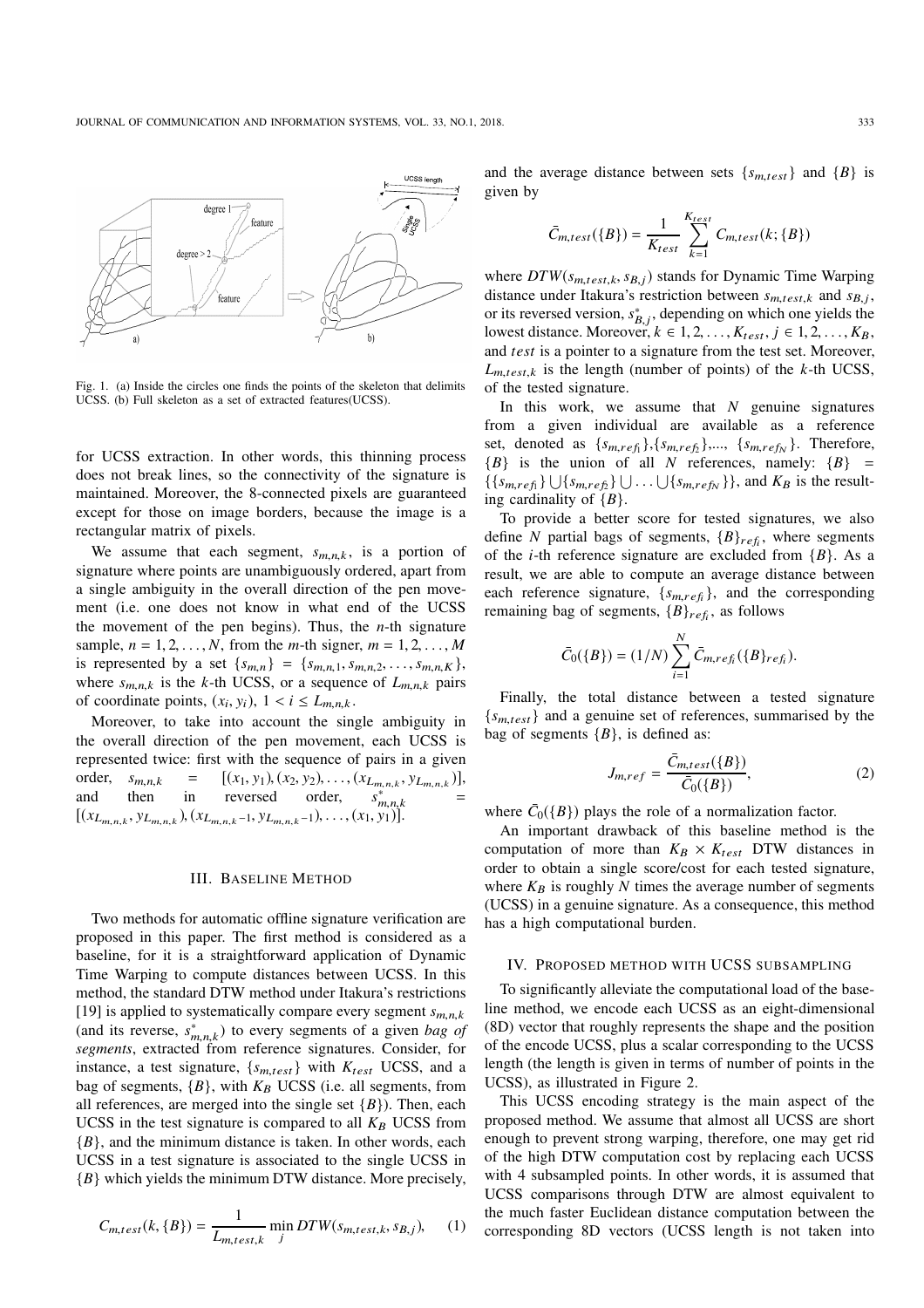Fig. 1. (a) Inside the circles one finds the points of the skeleton that delimits UCSS. (b) Full skeleton as a set of extracted features(UCSS).

for UCSS extraction. In other words, this thinning process does not break lines, so the connectivity of the signature is maintained. Moreover, the 8-connected pixels are guaranteed except for those on image borders, because the image is a rectangular matrix of pixels.

We assume that each segment, $s_{m,n,k}$, is a portion of signature where points are unambiguously ordered, apart from a single ambiguity in the overall direction of the pen movement (i.e. one does not know in what end of the UCSS the movement of the pen begins). Thus, the $n$-th signature sample, $n = 1, 2, \ldots, N$, from the $m$-th signer, $m = 1, 2, \ldots, M$ is represented by a set $\{s_{m,n}\} = \{s_{m,n,1}, s_{m,n,2}, \ldots, s_{m,n,K}\}$, where $s_{m,n,k}$ is the $k$-th UCSS, or a sequence of $L_{m,n,k}$ pairs of coordinate points, $(x_i, y_i)$, $1 < i \leq L_{m,n,k}$.

Moreover, to take into account the single ambiguity in the overall direction of the pen movement, each UCSS is represented twice: first with the sequence of pairs in a given order, $s_{m,n,k} = [(x_1, y_1), (x_2, y_2), \ldots, (x_{L_{m,n,k}}, y_{L_{m,n,k}})]$, and then in reversed order, $s^*_{m,n,k} = [(x_{L_{m,n,k}}, y_{L_{m,n,k}}), (x_{L_{m,n,k}-1}, y_{L_{m,n,k}-1}), \ldots, (x_1, y_1)]$.

## III. Baseline Method

Two methods for automatic offline signature verification are proposed in this paper. The first method is considered as a baseline, for it is a straightforward application of Dynamic Time Warping to compute distances between UCSS. In this method, the standard DTW method under Itakura's restrictions [19] is applied to systematically compare every segment $s_{m,n,k}$ (and its reverse, $s^*_{m,n,k}$) to every segments of a given *bag of segments*, extracted from reference signatures. Consider, for instance, a test signature, $\{s_{m,test}\}$ with $K_{test}$ UCSS, and a bag of segments, $\{B\}$, with $K_B$ UCSS (i.e. all segments, from all references, are merged into the single set $\{B\}$). Then, each UCSS in the test signature is compared to all $K_B$ UCSS from $\{B\}$, and the minimum distance is taken. In other words, each UCSS in a test signature is associated to the single UCSS in $\{B\}$ which yields the minimum DTW distance. More precisely,

$$C_{m,test}(k, \{B\}) = \frac{1}{L_{m,test,k}} \min_j DTW(s_{m,test,k}, s_{B,j}), \quad (1)$$

and the average distance between sets $\{s_{m,test}\}$ and $\{B\}$ is given by

$$\bar{C}_{m,test}(\{B\}) = \frac{1}{K_{test}} \sum_{k=1}^{K_{test}} C_{m,test}(k; \{B\})$$

where $DTW(s_{m,test,k}, s_{B,j})$ stands for Dynamic Time Warping distance under Itakura's restriction between $s_{m,test,k}$ and $s_{B,j}$, or its reversed version, $s^*_{B,j}$, depending on which one yields the lowest distance. Moreover, $k \in 1, 2, \ldots, K_{test}$, $j \in 1, 2, \ldots, K_B$, and $test$ is a pointer to a signature from the test set. Moreover, $L_{m,test,k}$ is the length (number of points) of the $k$-th UCSS, of the tested signature.

In this work, we assume that $N$ genuine signatures from a given individual are available as a reference set, denoted as $\{s_{m,ref_1}\}$,$\{s_{m,ref_2}\}$,..., $\{s_{m,ref_N}\}$. Therefore, $\{B\}$ is the union of all $N$ references, namely: $\{B\} = \{\{s_{m,ref_1}\} \bigcup \{s_{m,ref_2}\} \bigcup \ldots \bigcup \{s_{m,ref_N}\}\}$, and $K_B$ is the resulting cardinality of $\{B\}$.

To provide a better score for tested signatures, we also define $N$ partial bags of segments, $\{B\}_{ref_i}$, where segments of the $i$-th reference signature are excluded from $\{B\}$. As a result, we are able to compute an average distance between each reference signature, $\{s_{m,ref_i}\}$, and the corresponding remaining bag of segments, $\{B\}_{ref_i}$, as follows

$$\bar{C}_0(\{B\}) = (1/N) \sum_{i=1}^{N} \bar{C}_{m,ref_i}(\{B\}_{ref_i}).$$

Finally, the total distance between a tested signature $\{s_{m,test}\}$ and a genuine set of references, summarised by the bag of segments $\{B\}$, is defined as:

$$J_{m,ref} = \frac{\bar{C}_{m,test}(\{B\})}{\bar{C}_0(\{B\})}, \quad (2)$$

where $\bar{C}_0(\{B\})$ plays the role of a normalization factor.

An important drawback of this baseline method is the computation of more than $K_B \times K_{test}$ DTW distances in order to obtain a single score/cost for each tested signature, where $K_B$ is roughly $N$ times the average number of segments (UCSS) in a genuine signature. As a consequence, this method has a high computational burden.

## IV. Proposed method with UCSS subsampling

To significantly alleviate the computational load of the baseline method, we encode each UCSS as an eight-dimensional (8D) vector that roughly represents the shape and the position of the encode UCSS, plus a scalar corresponding to the UCSS length (the length is given in terms of number of points in the UCSS), as illustrated in Figure 2.

This UCSS encoding strategy is the main aspect of the proposed method. We assume that almost all UCSS are short enough to prevent strong warping, therefore, one may get rid of the high DTW computation cost by replacing each UCSS with 4 subsampled points. In other words, it is assumed that UCSS comparisons through DTW are almost equivalent to the much faster Euclidean distance computation between the corresponding 8D vectors (UCSS length is not taken into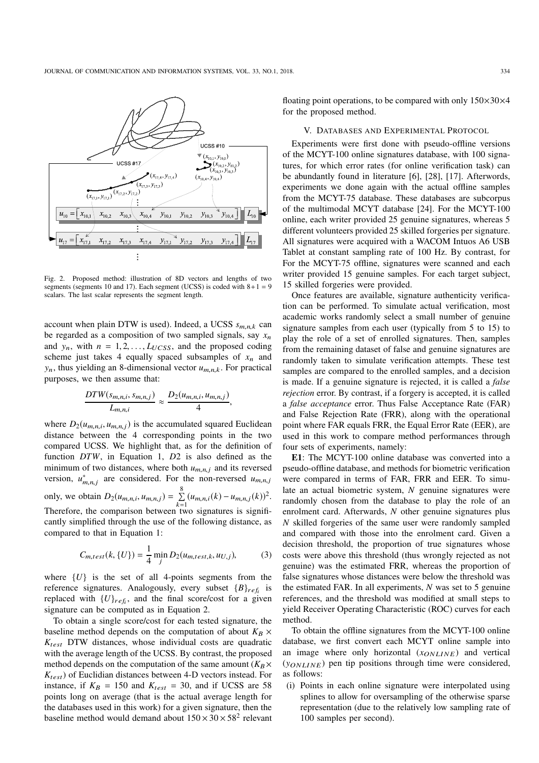Fig. 2. Proposed method: illustration of 8D vectors and lengths of two segments (segments 10 and 17). Each segment (UCSS) is coded with $8+1=9$ scalars. The last scalar represents the segment length.

account when plain DTW is used). Indeed, a UCSS $s_{m,n,k}$ can be regarded as a composition of two sampled signals, say $x_n$ and $y_n$, with $n = 1, 2, \ldots, L_{UCSS}$, and the proposed coding scheme just takes 4 equally spaced subsamples of $x_n$ and $y_n$, thus yielding an 8-dimensional vector $u_{m,n,k}$. For practical purposes, we then assume that:

$$\frac{DTW(s_{m,n,i}, s_{m,n,j})}{L_{m,n,i}} \approx \frac{D_2(u_{m,n,i}, u_{m,n,j})}{4},$$

where $D_2(u_{m,n,i}, u_{m,n,j})$ is the accumulated squared Euclidean distance between the 4 corresponding points in the two compared UCSS. We highlight that, as for the definition of function $DTW$, in Equation 1, $D2$ is also defined as the minimum of two distances, where both $u_{m,n,j}$ and its reversed version, $u^*_{m,n,j}$ are considered. For the non-reversed $u_{m,n,j}$ only, we obtain $D_2(u_{m,n,i}, u_{m,n,j}) = \sum_{k=1}^{8} (u_{m,n,i}(k) - u_{m,n,j}(k))^2$. Therefore, the comparison between two signatures is significantly simplified through the use of the following distance, as compared to that in Equation 1:

$$C_{m,test}(k, \{U\}) = \frac{1}{4} \min_j D_2(u_{m,test,k}, u_{U,j}), \tag{3}$$

where $\{U\}$ is the set of all 4-points segments from the reference signatures. Analogously, every subset $\{B\}_{ref_i}$ is replaced with $\{U\}_{ref_i}$, and the final score/cost for a given signature can be computed as in Equation 2.

To obtain a single score/cost for each tested signature, the baseline method depends on the computation of about $K_B \times K_{test}$ DTW distances, whose individual costs are quadratic with the average length of the UCSS. By contrast, the proposed method depends on the computation of the same amount ($K_B \times K_{test}$) of Euclidian distances between 4-D vectors instead. For instance, if $K_B = 150$ and $K_{test} = 30$, and if UCSS are 58 points long on average (that is the actual average length for the databases used in this work) for a given signature, then the baseline method would demand about $150 \times 30 \times 58^2$ relevant floating point operations, to be compared with only $150 \times 30 \times 4$ for the proposed method.

## V. Databases and Experimental Protocol

Experiments were first done with pseudo-offline versions of the MCYT-100 online signatures database, with 100 signatures, for which error rates (for online verification task) can be abundantly found in literature [6], [28], [17]. Afterwords, experiments we done again with the actual offline samples from the MCYT-75 database. These databases are subcorpus of the multimodal MCYT database [24]. For the MCYT-100 online, each writer provided 25 genuine signatures, whereas 5 different volunteers provided 25 skilled forgeries per signature. All signatures were acquired with a WACOM Intuos A6 USB Tablet at constant sampling rate of 100 Hz. By contrast, for For the MCYT-75 offline, signatures were scanned and each writer provided 15 genuine samples. For each target subject, 15 skilled forgeries were provided.

Once features are available, signature authenticity verification can be performed. To simulate actual verification, most academic works randomly select a small number of genuine signature samples from each user (typically from 5 to 15) to play the role of a set of enrolled signatures. Then, samples from the remaining dataset of false and genuine signatures are randomly taken to simulate verification attempts. These test samples are compared to the enrolled samples, and a decision is made. If a genuine signature is rejected, it is called a *false rejection* error. By contrast, if a forgery is accepted, it is called a *false acceptance* error. Thus False Acceptance Rate (FAR) and False Rejection Rate (FRR), along with the operational point where FAR equals FRR, the Equal Error Rate (EER), are used in this work to compare method performances through four sets of experiments, namely:

**E1**: The MCYT-100 online database was converted into a pseudo-offline database, and methods for biometric verification were compared in terms of FAR, FRR and EER. To simulate an actual biometric system, $N$ genuine signatures were randomly chosen from the database to play the role of an enrolment card. Afterwards, $N$ other genuine signatures plus $N$ skilled forgeries of the same user were randomly sampled and compared with those into the enrolment card. Given a decision threshold, the proportion of true signatures whose costs were above this threshold (thus wrongly rejected as not genuine) was the estimated FRR, whereas the proportion of false signatures whose distances were below the threshold was the estimated FAR. In all experiments, $N$ was set to 5 genuine references, and the threshold was modified at small steps to yield Receiver Operating Characteristic (ROC) curves for each method.

To obtain the offline signatures from the MCYT-100 online database, we first convert each MCYT online sample into an image where only horizontal ($x_{ONLINE}$) and vertical ($y_{ONLINE}$) pen tip positions through time were considered, as follows:

(i) Points in each online signature were interpolated using splines to allow for oversampling of the otherwise sparse representation (due to the relatively low sampling rate of 100 samples per second).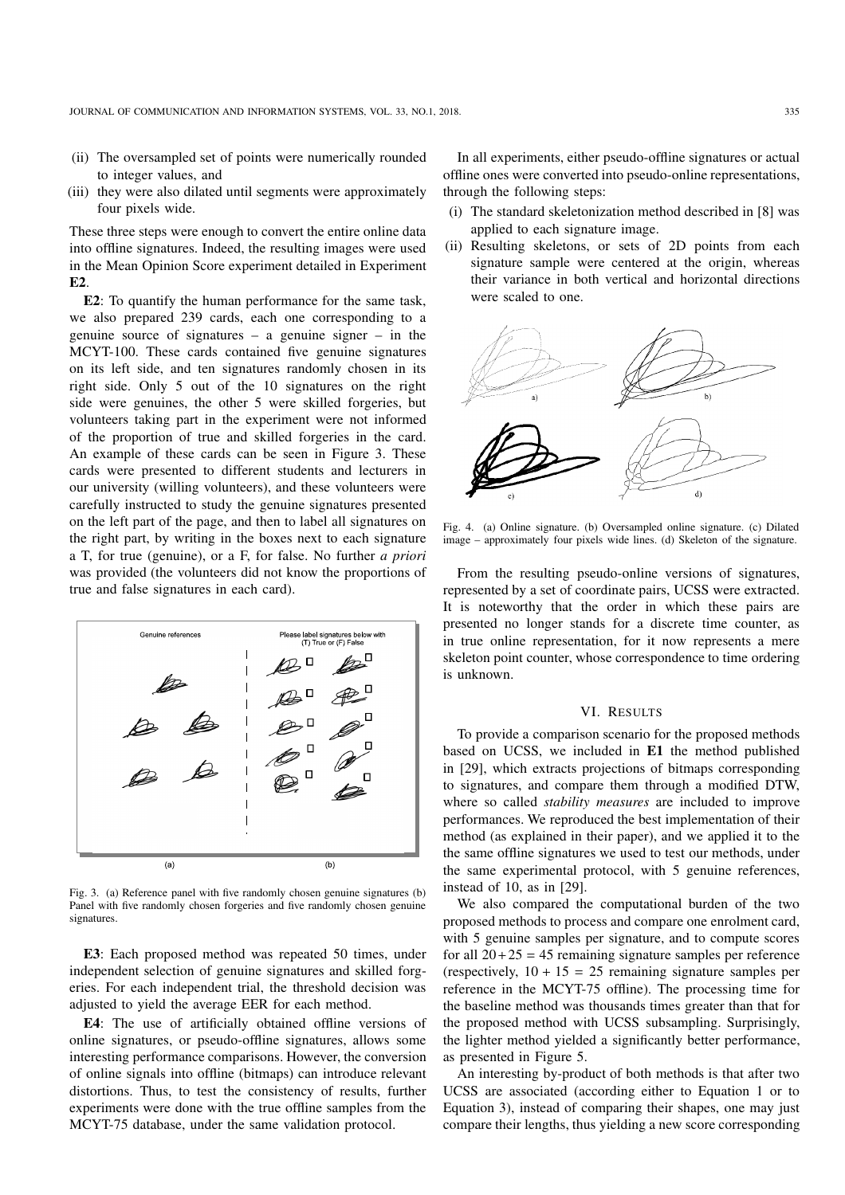(ii) The oversampled set of points were numerically rounded to integer values, and
(iii) they were also dilated until segments were approximately four pixels wide.

These three steps were enough to convert the entire online data into offline signatures. Indeed, the resulting images were used in the Mean Opinion Score experiment detailed in Experiment **E2**.

**E2**: To quantify the human performance for the same task, we also prepared 239 cards, each one corresponding to a genuine source of signatures – a genuine signer – in the MCYT-100. These cards contained five genuine signatures on its left side, and ten signatures randomly chosen in its right side. Only 5 out of the 10 signatures on the right side were genuines, the other 5 were skilled forgeries, but volunteers taking part in the experiment were not informed of the proportion of true and skilled forgeries in the card. An example of these cards can be seen in Figure 3. These cards were presented to different students and lecturers in our university (willing volunteers), and these volunteers were carefully instructed to study the genuine signatures presented on the left part of the page, and then to label all signatures on the right part, by writing in the boxes next to each signature a T, for true (genuine), or a F, for false. No further *a priori* was provided (the volunteers did not know the proportions of true and false signatures in each card).

Fig. 3. (a) Reference panel with five randomly chosen genuine signatures (b) Panel with five randomly chosen forgeries and five randomly chosen genuine signatures.

**E3**: Each proposed method was repeated 50 times, under independent selection of genuine signatures and skilled forgeries. For each independent trial, the threshold decision was adjusted to yield the average EER for each method.

**E4**: The use of artificially obtained offline versions of online signatures, or pseudo-offline signatures, allows some interesting performance comparisons. However, the conversion of online signals into offline (bitmaps) can introduce relevant distortions. Thus, to test the consistency of results, further experiments were done with the true offline samples from the MCYT-75 database, under the same validation protocol.

In all experiments, either pseudo-offline signatures or actual offline ones were converted into pseudo-online representations, through the following steps:

(i) The standard skeletonization method described in [8] was applied to each signature image.
(ii) Resulting skeletons, or sets of 2D points from each signature sample were centered at the origin, whereas their variance in both vertical and horizontal directions were scaled to one.

Fig. 4. (a) Online signature. (b) Oversampled online signature. (c) Dilated image – approximately four pixels wide lines. (d) Skeleton of the signature.

From the resulting pseudo-online versions of signatures, represented by a set of coordinate pairs, UCSS were extracted. It is noteworthy that the order in which these pairs are presented no longer stands for a discrete time counter, as in true online representation, for it now represents a mere skeleton point counter, whose correspondence to time ordering is unknown.

## VI. Results

To provide a comparison scenario for the proposed methods based on UCSS, we included in **E1** the method published in [29], which extracts projections of bitmaps corresponding to signatures, and compare them through a modified DTW, where so called *stability measures* are included to improve performances. We reproduced the best implementation of their method (as explained in their paper), and we applied it to the same offline signatures we used to test our methods, under the same experimental protocol, with 5 genuine references, instead of 10, as in [29].

We also compared the computational burden of the two proposed methods to process and compare one enrolment card, with 5 genuine samples per signature, and to compute scores for all $20+25 = 45$ remaining signature samples per reference (respectively, $10 + 15 = 25$ remaining signature samples per reference in the MCYT-75 offline). The processing time for the baseline method was thousands times greater than that for the proposed method with UCSS subsampling. Surprisingly, the lighter method yielded a significantly better performance, as presented in Figure 5.

An interesting by-product of both methods is that after two UCSS are associated (according either to Equation 1 or to Equation 3), instead of comparing their shapes, one may just compare their lengths, thus yielding a new score corresponding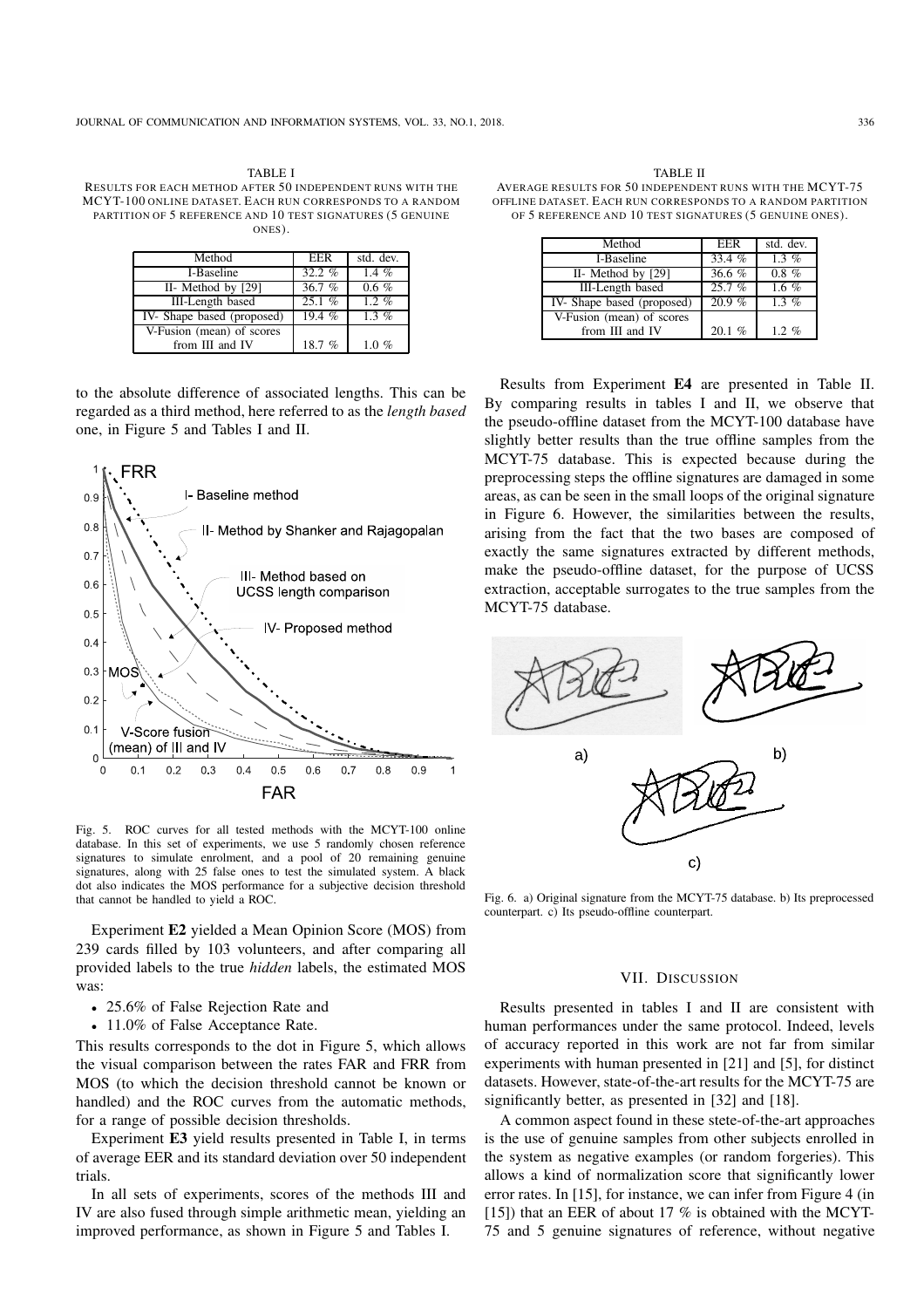TABLE I

RESULTS FOR EACH METHOD AFTER 50 INDEPENDENT RUNS WITH THE MCYT-100 ONLINE DATASET. EACH RUN CORRESPONDS TO A RANDOM PARTITION OF 5 REFERENCE AND 10 TEST SIGNATURES (5 GENUINE ONES).

| Method | EER | std. dev. |
|---|---|---|
| I-Baseline | 32.2 % | 1.4 % |
| II- Method by [29] | 36.7 % | 0.6 % |
| III-Length based | 25.1 % | 1.2 % |
| IV- Shape based (proposed) | 19.4 % | 1.3 % |
| V-Fusion (mean) of scores from III and IV | 18.7 % | 1.0 % |

to the absolute difference of associated lengths. This can be regarded as a third method, here referred to as the *length based* one, in Figure 5 and Tables I and II.

Fig. 5. ROC curves for all tested methods with the MCYT-100 online database. In this set of experiments, we use 5 randomly chosen reference signatures to simulate enrolment, and a pool of 20 remaining genuine signatures, along with 25 false ones to test the simulated system. A black dot also indicates the MOS performance for a subjective decision threshold that cannot be handled to yield a ROC.

Experiment **E2** yielded a Mean Opinion Score (MOS) from 239 cards filled by 103 volunteers, and after comparing all provided labels to the true *hidden* labels, the estimated MOS was:

- 25.6% of False Rejection Rate and
- 11.0% of False Acceptance Rate.

This results corresponds to the dot in Figure 5, which allows the visual comparison between the rates FAR and FRR from MOS (to which the decision threshold cannot be known or handled) and the ROC curves from the automatic methods, for a range of possible decision thresholds.

Experiment **E3** yield results presented in Table I, in terms of average EER and its standard deviation over 50 independent trials.

In all sets of experiments, scores of the methods III and IV are also fused through simple arithmetic mean, yielding an improved performance, as shown in Figure 5 and Tables I.

TABLE II

AVERAGE RESULTS FOR 50 INDEPENDENT RUNS WITH THE MCYT-75 OFFLINE DATASET. EACH RUN CORRESPONDS TO A RANDOM PARTITION OF 5 REFERENCE AND 10 TEST SIGNATURES (5 GENUINE ONES).

| Method | EER | std. dev. |
|---|---|---|
| I-Baseline | 33.4 % | 1.3 % |
| II- Method by [29] | 36.6 % | 0.8 % |
| III-Length based | 25.7 % | 1.6 % |
| IV- Shape based (proposed) | 20.9 % | 1.3 % |
| V-Fusion (mean) of scores from III and IV | 20.1 % | 1.2 % |

Results from Experiment **E4** are presented in Table II. By comparing results in tables I and II, we observe that the pseudo-offline dataset from the MCYT-100 database have slightly better results than the true offline samples from the MCYT-75 database. This is expected because during the preprocessing steps the offline signatures are damaged in some areas, as can be seen in the small loops of the original signature in Figure 6. However, the similarities between the results, arising from the fact that the two bases are composed of exactly the same signatures extracted by different methods, make the pseudo-offline dataset, for the purpose of UCSS extraction, acceptable surrogates to the true samples from the MCYT-75 database.

Fig. 6. a) Original signature from the MCYT-75 database. b) Its preprocessed counterpart. c) Its pseudo-offline counterpart.

## VII. DISCUSSION

Results presented in tables I and II are consistent with human performances under the same protocol. Indeed, levels of accuracy reported in this work are not far from similar experiments with human presented in [21] and [5], for distinct datasets. However, state-of-the-art results for the MCYT-75 are significantly better, as presented in [32] and [18].

A common aspect found in these stete-of-the-art approaches is the use of genuine samples from other subjects enrolled in the system as negative examples (or random forgeries). This allows a kind of normalization score that significantly lower error rates. In [15], for instance, we can infer from Figure 4 (in [15]) that an EER of about 17 % is obtained with the MCYT-75 and 5 genuine signatures of reference, without negative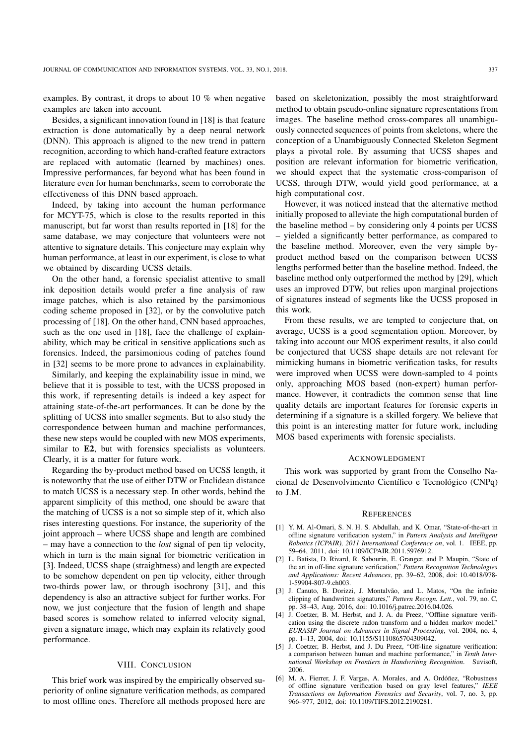examples. By contrast, it drops to about 10 % when negative examples are taken into account.

Besides, a significant innovation found in [18] is that feature extraction is done automatically by a deep neural network (DNN). This approach is aligned to the new trend in pattern recognition, according to which hand-crafted feature extractors are replaced with automatic (learned by machines) ones. Impressive performances, far beyond what has been found in literature even for human benchmarks, seem to corroborate the effectiveness of this DNN based approach.

Indeed, by taking into account the human performance for MCYT-75, which is close to the results reported in this manuscript, but far worst than results reported in [18] for the same database, we may conjecture that volunteers were not attentive to signature details. This conjecture may explain why human performance, at least in our experiment, is close to what we obtained by discarding UCSS details.

On the other hand, a forensic specialist attentive to small ink deposition details would prefer a fine analysis of raw image patches, which is also retained by the parsimonious coding scheme proposed in [32], or by the convolutive patch processing of [18]. On the other hand, CNN based approaches, such as the one used in [18], face the challenge of explainability, which may be critical in sensitive applications such as forensics. Indeed, the parsimonious coding of patches found in [32] seems to be more prone to advances in explainability.

Similarly, and keeping the explainability issue in mind, we believe that it is possible to test, with the UCSS proposed in this work, if representing details is indeed a key aspect for attaining state-of-the-art performances. It can be done by the splitting of UCSS into smaller segments. But to also study the correspondence between human and machine performances, these new steps would be coupled with new MOS experiments, similar to **E2**, but with forensics specialists as volunteers. Clearly, it is a matter for future work.

Regarding the by-product method based on UCSS length, it is noteworthy that the use of either DTW or Euclidean distance to match UCSS is a necessary step. In other words, behind the apparent simplicity of this method, one should be aware that the matching of UCSS is a not so simple step of it, which also rises interesting questions. For instance, the superiority of the joint approach – where UCSS shape and length are combined – may have a connection to the *lost* signal of pen tip velocity, which in turn is the main signal for biometric verification in [3]. Indeed, UCSS shape (straightness) and length are expected to be somehow dependent on pen tip velocity, either through two-thirds power law, or through isochrony [31], and this dependency is also an attractive subject for further works. For now, we just conjecture that the fusion of length and shape based scores is somehow related to inferred velocity signal, given a signature image, which may explain its relatively good performance.

## VIII. Conclusion

This brief work was inspired by the empirically observed superiority of online signature verification methods, as compared to most offline ones. Therefore all methods proposed here are based on skeletonization, possibly the most straightforward method to obtain pseudo-online signature representations from images. The baseline method cross-compares all unambiguously connected sequences of points from skeletons, where the conception of a Unambiguously Connected Skeleton Segment plays a pivotal role. By assuming that UCSS shapes and position are relevant information for biometric verification, we should expect that the systematic cross-comparison of UCSS, through DTW, would yield good performance, at a high computational cost.

However, it was noticed instead that the alternative method initially proposed to alleviate the high computational burden of the baseline method – by considering only 4 points per UCSS – yielded a significantly better performance, as compared to the baseline method. Moreover, even the very simple by-product method based on the comparison between UCSS lengths performed better than the baseline method. Indeed, the baseline method only outperformed the method by [29], which uses an improved DTW, but relies upon marginal projections of signatures instead of segments like the UCSS proposed in this work.

From these results, we are tempted to conjecture that, on average, UCSS is a good segmentation option. Moreover, by taking into account our MOS experiment results, it also could be conjectured that UCSS shape details are not relevant for mimicking humans in biometric verification tasks, for results were improved when UCSS were down-sampled to 4 points only, approaching MOS based (non-expert) human performance. However, it contradicts the common sense that line quality details are important features for forensic experts in determining if a signature is a skilled forgery. We believe that this point is an interesting matter for future work, including MOS based experiments with forensic specialists.

## Acknowledgment

This work was supported by grant from the Conselho Nacional de Desenvolvimento Científico e Tecnológico (CNPq) to J.M.

## References

[1] Y. M. Al-Omari, S. N. H. S. Abdullah, and K. Omar, "State-of-the-art in offline signature verification system," in *Pattern Analysis and Intelligent Robotics (ICPAIR), 2011 International Conference on*, vol. 1. IEEE, pp. 59–64, 2011, doi: 10.1109/ICPAIR.2011.5976912.

[2] L. Batista, D. Rivard, R. Sabourin, E. Granger, and P. Maupin, "State of the art in off-line signature verification," *Pattern Recognition Technologies and Applications: Recent Advances*, pp. 39–62, 2008, doi: 10.4018/978-1-59904-807-9.ch003.

[3] J. Canuto, B. Dorizzi, J. Montalvão, and L. Matos, "On the infinite clipping of handwritten signatures," *Pattern Recogn. Lett.*, vol. 79, no. C, pp. 38–43, Aug. 2016, doi: 10.1016/j.patrec.2016.04.026.

[4] J. Coetzer, B. M. Herbst, and J. A. du Preez, "Offline signature verification using the discrete radon transform and a hidden markov model," *EURASIP Journal on Advances in Signal Processing*, vol. 2004, no. 4, pp. 1–13, 2004, doi: 10.1155/S1110865704309042.

[5] J. Coetzer, B. Herbst, and J. Du Preez, "Off-line signature verification: a comparison between human and machine performance," in *Tenth International Workshop on Frontiers in Handwriting Recognition*. Suvisoft, 2006.

[6] M. A. Fierrer, J. F. Vargas, A. Morales, and A. Ordóñez, "Robustness of offline signature verification based on gray level features," *IEEE Transactions on Information Forensics and Security*, vol. 7, no. 3, pp. 966–977, 2012, doi: 10.1109/TIFS.2012.2190281.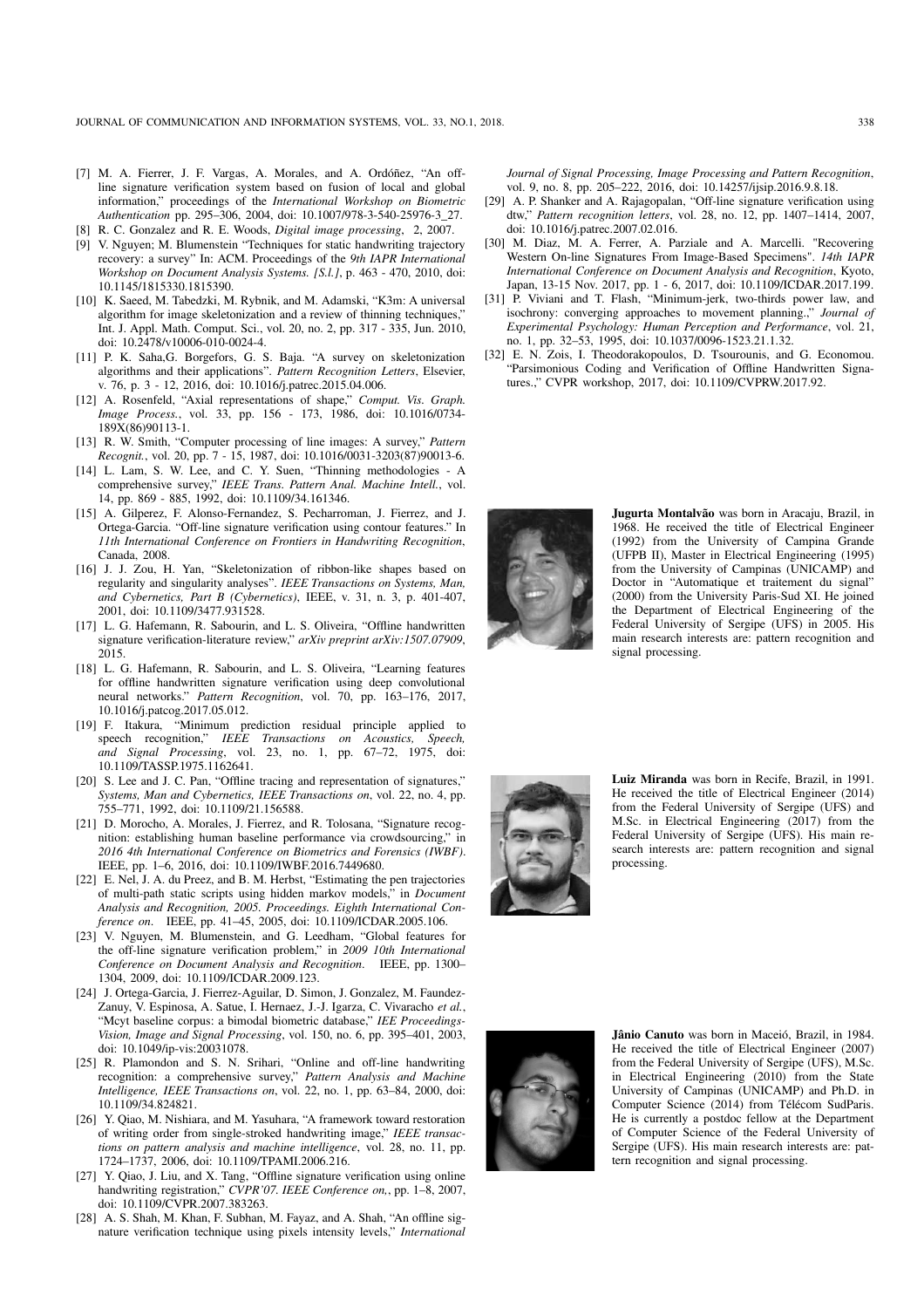[7] M. A. Fierrer, J. F. Vargas, A. Morales, and A. Ordóñez, "An off-line signature verification system based on fusion of local and global information," proceedings of the *International Workshop on Biometric Authentication* pp. 295–306, 2004, doi: 10.1007/978-3-540-25976-3_27.

[8] R. C. Gonzalez and R. E. Woods, *Digital image processing*, 2, 2007.

[9] V. Nguyen; M. Blumenstein "Techniques for static handwriting trajectory recovery: a survey" In: ACM. Proceedings of the *9th IAPR International Workshop on Document Analysis Systems. [S.l.]*, p. 463 - 470, 2010, doi: 10.1145/1815330.1815390.

[10] K. Saeed, M. Tabedzki, M. Rybnik, and M. Adamski, "K3m: A universal algorithm for image skeletonization and a review of thinning techniques," Int. J. Appl. Math. Comput. Sci., vol. 20, no. 2, pp. 317 - 335, Jun. 2010, doi: 10.2478/v10006-010-0024-4.

[11] P. K. Saha,G. Borgefors, G. S. Baja. "A survey on skeletonization algorithms and their applications". *Pattern Recognition Letters*, Elsevier, v. 76, p. 3 - 12, 2016, doi: 10.1016/j.patrec.2015.04.006.

[12] A. Rosenfeld, "Axial representations of shape," *Comput. Vis. Graph. Image Process.*, vol. 33, pp. 156 - 173, 1986, doi: 10.1016/0734-189X(86)90113-1.

[13] R. W. Smith, "Computer processing of line images: A survey," *Pattern Recognit.*, vol. 20, pp. 7 - 15, 1987, doi: 10.1016/0031-3203(87)90013-6.

[14] L. Lam, S. W. Lee, and C. Y. Suen, "Thinning methodologies - A comprehensive survey," *IEEE Trans. Pattern Anal. Machine Intell.*, vol. 14, pp. 869 - 885, 1992, doi: 10.1109/34.161346.

[15] A. Gilperez, F. Alonso-Fernandez, S. Pecharroman, J. Fierrez, and J. Ortega-Garcia. "Off-line signature verification using contour features." In *11th International Conference on Frontiers in Handwriting Recognition*, Canada, 2008.

[16] J. J. Zou, H. Yan, "Skeletonization of ribbon-like shapes based on regularity and singularity analyses". *IEEE Transactions on Systems, Man, and Cybernetics, Part B (Cybernetics)*, IEEE, v. 31, n. 3, p. 401-407, 2001, doi: 10.1109/3477.931528.

[17] L. G. Hafemann, R. Sabourin, and L. S. Oliveira, "Offline handwritten signature verification-literature review," *arXiv preprint arXiv:1507.07909*, 2015.

[18] L. G. Hafemann, R. Sabourin, and L. S. Oliveira, "Learning features for offline handwritten signature verification using deep convolutional neural networks." *Pattern Recognition*, vol. 70, pp. 163–176, 2017, 10.1016/j.patcog.2017.05.012.

[19] F. Itakura, "Minimum prediction residual principle applied to speech recognition," *IEEE Transactions on Acoustics, Speech, and Signal Processing*, vol. 23, no. 1, pp. 67–72, 1975, doi: 10.1109/TASSP.1975.1162641.

[20] S. Lee and J. C. Pan, "Offline tracing and representation of signatures," *Systems, Man and Cybernetics, IEEE Transactions on*, vol. 22, no. 4, pp. 755–771, 1992, doi: 10.1109/21.156588.

[21] D. Morocho, A. Morales, J. Fierrez, and R. Tolosana, "Signature recognition: establishing human baseline performance via crowdsourcing," in *2016 4th International Conference on Biometrics and Forensics (IWBF)*. IEEE, pp. 1–6, 2016, doi: 10.1109/IWBF.2016.7449680.

[22] E. Nel, J. A. du Preez, and B. M. Herbst, "Estimating the pen trajectories of multi-path static scripts using hidden markov models," in *Document Analysis and Recognition, 2005. Proceedings. Eighth International Conference on*. IEEE, pp. 41–45, 2005, doi: 10.1109/ICDAR.2005.106.

[23] V. Nguyen, M. Blumenstein, and G. Leedham, "Global features for the off-line signature verification problem," in *2009 10th International Conference on Document Analysis and Recognition*. IEEE, pp. 1300–1304, 2009, doi: 10.1109/ICDAR.2009.123.

[24] J. Ortega-Garcia, J. Fierrez-Aguilar, D. Simon, J. Gonzalez, M. Faundez-Zanuy, V. Espinosa, A. Satue, I. Hernaez, J.-J. Igarza, C. Vivaracho *et al.*, "Mcyt baseline corpus: a bimodal biometric database," *IEE Proceedings-Vision, Image and Signal Processing*, vol. 150, no. 6, pp. 395–401, 2003, doi: 10.1049/ip-vis:20031078.

[25] R. Plamondon and S. N. Srihari, "Online and off-line handwriting recognition: a comprehensive survey," *Pattern Analysis and Machine Intelligence, IEEE Transactions on*, vol. 22, no. 1, pp. 63–84, 2000, doi: 10.1109/34.824821.

[26] Y. Qiao, M. Nishiara, and M. Yasuhara, "A framework toward restoration of writing order from single-stroked handwriting image," *IEEE transactions on pattern analysis and machine intelligence*, vol. 28, no. 11, pp. 1724–1737, 2006, doi: 10.1109/TPAMI.2006.216.

[27] Y. Qiao, J. Liu, and X. Tang, "Offline signature verification using online handwriting registration," *CVPR'07. IEEE Conference on,*, pp. 1–8, 2007, doi: 10.1109/CVPR.2007.383263.

[28] A. S. Shah, M. Khan, F. Subhan, M. Fayaz, and A. Shah, "An offline signature verification technique using pixels intensity levels," *International Journal of Signal Processing, Image Processing and Pattern Recognition*, vol. 9, no. 8, pp. 205–222, 2016, doi: 10.14257/ijsip.2016.9.8.18.

[29] A. P. Shanker and A. Rajagopalan, "Off-line signature verification using dtw," *Pattern recognition letters*, vol. 28, no. 12, pp. 1407–1414, 2007, doi: 10.1016/j.patrec.2007.02.016.

[30] M. Diaz, M. A. Ferrer, A. Parziale and A. Marcelli. "Recovering Western On-line Signatures From Image-Based Specimens". *14th IAPR International Conference on Document Analysis and Recognition*, Kyoto, Japan, 13-15 Nov. 2017, pp. 1 - 6, 2017, doi: 10.1109/ICDAR.2017.199.

[31] P. Viviani and T. Flash, "Minimum-jerk, two-thirds power law, and isochrony: converging approaches to movement planning.," *Journal of Experimental Psychology: Human Perception and Performance*, vol. 21, no. 1, pp. 32–53, 1995, doi: 10.1037/0096-1523.21.1.32.

[32] E. N. Zois, I. Theodorakopoulos, D. Tsourounis, and G. Economou. "Parsimonious Coding and Verification of Offline Handwritten Signatures.," CVPR workshop, 2017, doi: 10.1109/CVPRW.2017.92.

**Jugurta Montalvão** was born in Aracaju, Brazil, in 1968. He received the title of Electrical Engineer (1992) from the University of Campina Grande (UFPB II), Master in Electrical Engineering (1995) from the University of Campinas (UNICAMP) and Doctor in "Automatique et traitement du signal" (2000) from the University Paris-Sud XI. He joined the Department of Electrical Engineering of the Federal University of Sergipe (UFS) in 2005. His main research interests are: pattern recognition and signal processing.

**Luiz Miranda** was born in Recife, Brazil, in 1991. He received the title of Electrical Engineer (2014) from the Federal University of Sergipe (UFS) and M.Sc. in Electrical Engineering (2017) from the Federal University of Sergipe (UFS). His main research interests are: pattern recognition and signal processing.

**Jânio Canuto** was born in Maceió, Brazil, in 1984. He received the title of Electrical Engineer (2007) from the Federal University of Sergipe (UFS), M.Sc. in Electrical Engineering (2010) from the State University of Campinas (UNICAMP) and Ph.D. in Computer Science (2014) from Télécom SudParis. He is currently a postdoc fellow at the Department of Computer Science of the Federal University of Sergipe (UFS). His main research interests are: pattern recognition and signal processing.